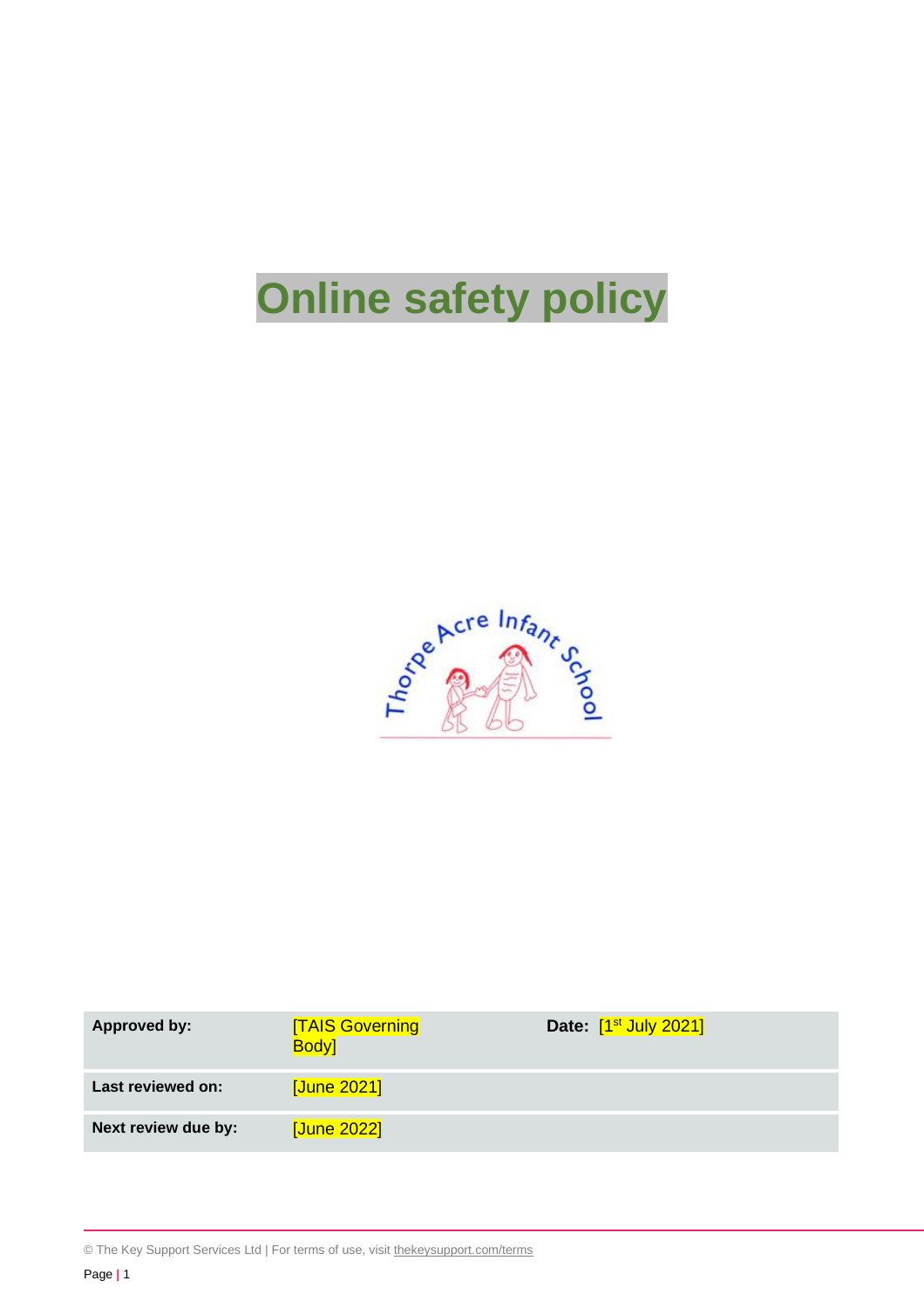# Online safety policy

| Approved by: | [TAIS Governing Body] | Date: [1st July 2021] |
| --- | --- | --- |
| Last reviewed on: | [June 2021] | |
| Next review due by: | [June 2022] | |

© The Key Support Services Ltd | For terms of use, visit thekeysupport.com/terms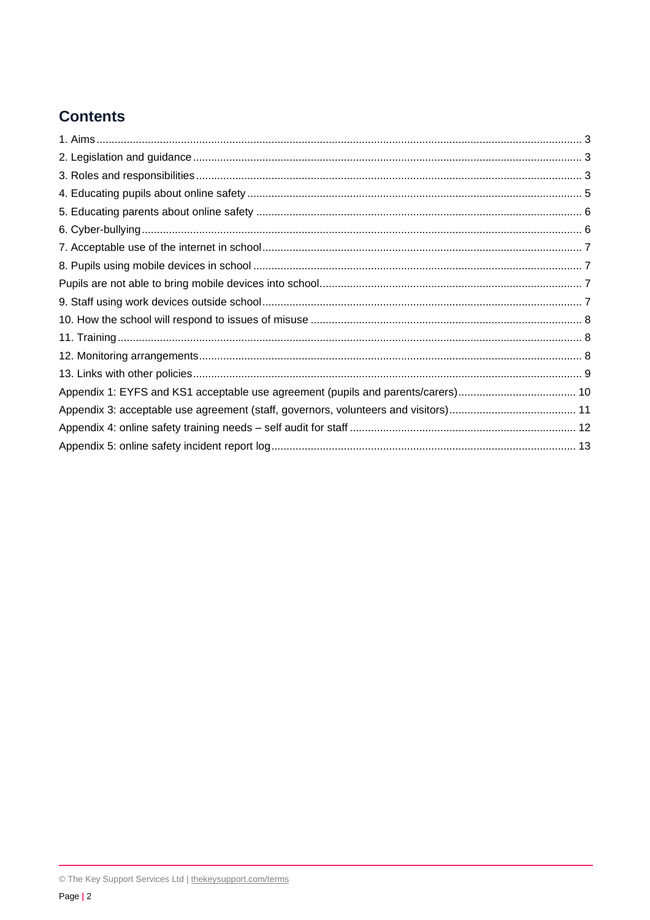## Contents

1. Aims ..... 3
2. Legislation and guidance ..... 3
3. Roles and responsibilities ..... 3
4. Educating pupils about online safety ..... 5
5. Educating parents about online safety ..... 6
6. Cyber-bullying ..... 6
7. Acceptable use of the internet in school ..... 7
8. Pupils using mobile devices in school ..... 7

Pupils are not able to bring mobile devices into school. ..... 7

9. Staff using work devices outside school ..... 7
10. How the school will respond to issues of misuse ..... 8
11. Training ..... 8
12. Monitoring arrangements ..... 8
13. Links with other policies ..... 9

Appendix 1: EYFS and KS1 acceptable use agreement (pupils and parents/carers) ..... 10

Appendix 3: acceptable use agreement (staff, governors, volunteers and visitors) ..... 11

Appendix 4: online safety training needs – self audit for staff ..... 12

Appendix 5: online safety incident report log ..... 13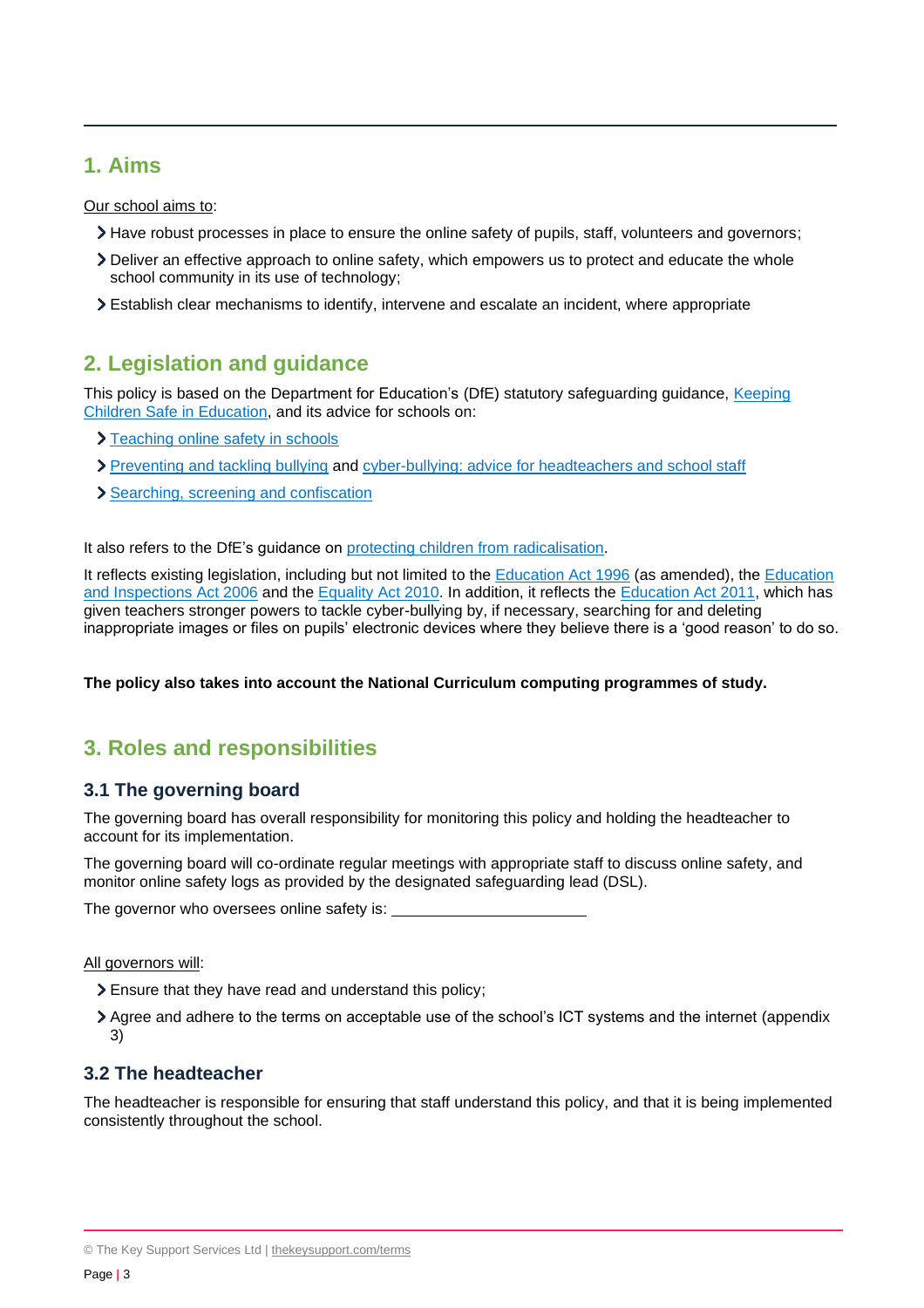## 1. Aims

Our school aims to:

- Have robust processes in place to ensure the online safety of pupils, staff, volunteers and governors;
- Deliver an effective approach to online safety, which empowers us to protect and educate the whole school community in its use of technology;
- Establish clear mechanisms to identify, intervene and escalate an incident, where appropriate

## 2. Legislation and guidance

This policy is based on the Department for Education's (DfE) statutory safeguarding guidance, Keeping Children Safe in Education, and its advice for schools on:

- Teaching online safety in schools
- Preventing and tackling bullying and cyber-bullying: advice for headteachers and school staff
- Searching, screening and confiscation

It also refers to the DfE's guidance on protecting children from radicalisation.

It reflects existing legislation, including but not limited to the Education Act 1996 (as amended), the Education and Inspections Act 2006 and the Equality Act 2010. In addition, it reflects the Education Act 2011, which has given teachers stronger powers to tackle cyber-bullying by, if necessary, searching for and deleting inappropriate images or files on pupils' electronic devices where they believe there is a 'good reason' to do so.

**The policy also takes into account the National Curriculum computing programmes of study.**

## 3. Roles and responsibilities

### 3.1 The governing board

The governing board has overall responsibility for monitoring this policy and holding the headteacher to account for its implementation.

The governing board will co-ordinate regular meetings with appropriate staff to discuss online safety, and monitor online safety logs as provided by the designated safeguarding lead (DSL).

The governor who oversees online safety is: ______________________

All governors will:

- Ensure that they have read and understand this policy;
- Agree and adhere to the terms on acceptable use of the school's ICT systems and the internet (appendix 3)

### 3.2 The headteacher

The headteacher is responsible for ensuring that staff understand this policy, and that it is being implemented consistently throughout the school.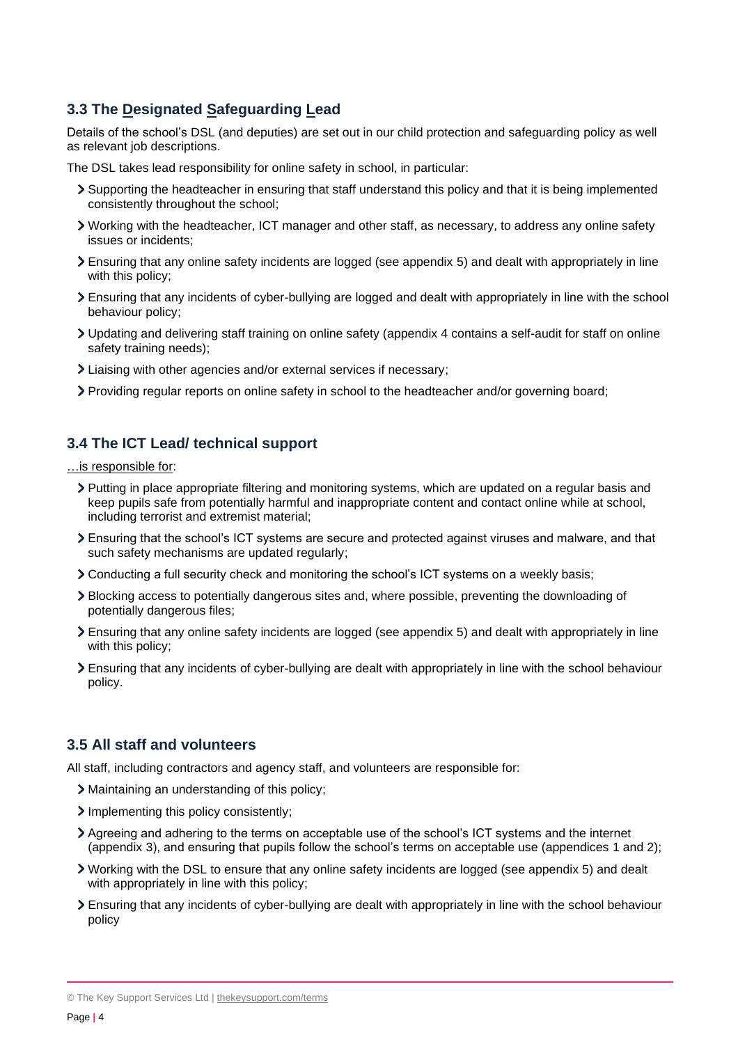### 3.3 The Designated Safeguarding Lead

Details of the school's DSL (and deputies) are set out in our child protection and safeguarding policy as well as relevant job descriptions.

The DSL takes lead responsibility for online safety in school, in particular:

- Supporting the headteacher in ensuring that staff understand this policy and that it is being implemented consistently throughout the school;
- Working with the headteacher, ICT manager and other staff, as necessary, to address any online safety issues or incidents;
- Ensuring that any online safety incidents are logged (see appendix 5) and dealt with appropriately in line with this policy;
- Ensuring that any incidents of cyber-bullying are logged and dealt with appropriately in line with the school behaviour policy;
- Updating and delivering staff training on online safety (appendix 4 contains a self-audit for staff on online safety training needs);
- Liaising with other agencies and/or external services if necessary;
- Providing regular reports on online safety in school to the headteacher and/or governing board;

### 3.4 The ICT Lead/ technical support

…is responsible for:

- Putting in place appropriate filtering and monitoring systems, which are updated on a regular basis and keep pupils safe from potentially harmful and inappropriate content and contact online while at school, including terrorist and extremist material;
- Ensuring that the school's ICT systems are secure and protected against viruses and malware, and that such safety mechanisms are updated regularly;
- Conducting a full security check and monitoring the school's ICT systems on a weekly basis;
- Blocking access to potentially dangerous sites and, where possible, preventing the downloading of potentially dangerous files;
- Ensuring that any online safety incidents are logged (see appendix 5) and dealt with appropriately in line with this policy;
- Ensuring that any incidents of cyber-bullying are dealt with appropriately in line with the school behaviour policy.

### 3.5 All staff and volunteers

All staff, including contractors and agency staff, and volunteers are responsible for:

- Maintaining an understanding of this policy;
- Implementing this policy consistently;
- Agreeing and adhering to the terms on acceptable use of the school's ICT systems and the internet (appendix 3), and ensuring that pupils follow the school's terms on acceptable use (appendices 1 and 2);
- Working with the DSL to ensure that any online safety incidents are logged (see appendix 5) and dealt with appropriately in line with this policy;
- Ensuring that any incidents of cyber-bullying are dealt with appropriately in line with the school behaviour policy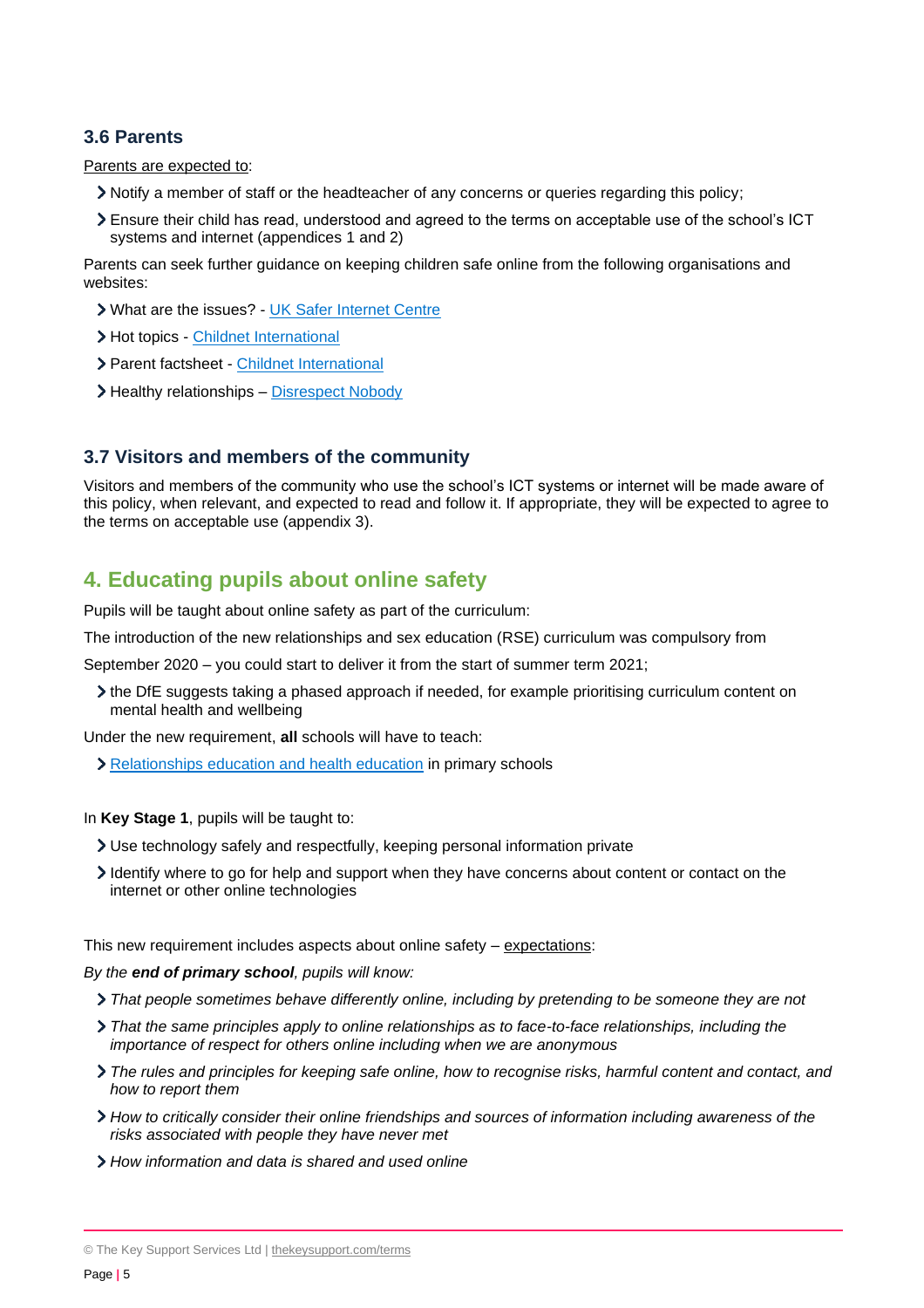### 3.6 Parents

Parents are expected to:

- Notify a member of staff or the headteacher of any concerns or queries regarding this policy;
- Ensure their child has read, understood and agreed to the terms on acceptable use of the school's ICT systems and internet (appendices 1 and 2)

Parents can seek further guidance on keeping children safe online from the following organisations and websites:

- What are the issues? - UK Safer Internet Centre
- Hot topics - Childnet International
- Parent factsheet - Childnet International
- Healthy relationships – Disrespect Nobody

### 3.7 Visitors and members of the community

Visitors and members of the community who use the school's ICT systems or internet will be made aware of this policy, when relevant, and expected to read and follow it. If appropriate, they will be expected to agree to the terms on acceptable use (appendix 3).

## 4. Educating pupils about online safety

Pupils will be taught about online safety as part of the curriculum:

The introduction of the new relationships and sex education (RSE) curriculum was compulsory from

September 2020 – you could start to deliver it from the start of summer term 2021;

- the DfE suggests taking a phased approach if needed, for example prioritising curriculum content on mental health and wellbeing

Under the new requirement, **all** schools will have to teach:

- Relationships education and health education in primary schools

In **Key Stage 1**, pupils will be taught to:

- Use technology safely and respectfully, keeping personal information private
- Identify where to go for help and support when they have concerns about content or contact on the internet or other online technologies

This new requirement includes aspects about online safety – expectations:

*By the **end of primary school**, pupils will know:*

- *That people sometimes behave differently online, including by pretending to be someone they are not*
- *That the same principles apply to online relationships as to face-to-face relationships, including the importance of respect for others online including when we are anonymous*
- *The rules and principles for keeping safe online, how to recognise risks, harmful content and contact, and how to report them*
- *How to critically consider their online friendships and sources of information including awareness of the risks associated with people they have never met*
- *How information and data is shared and used online*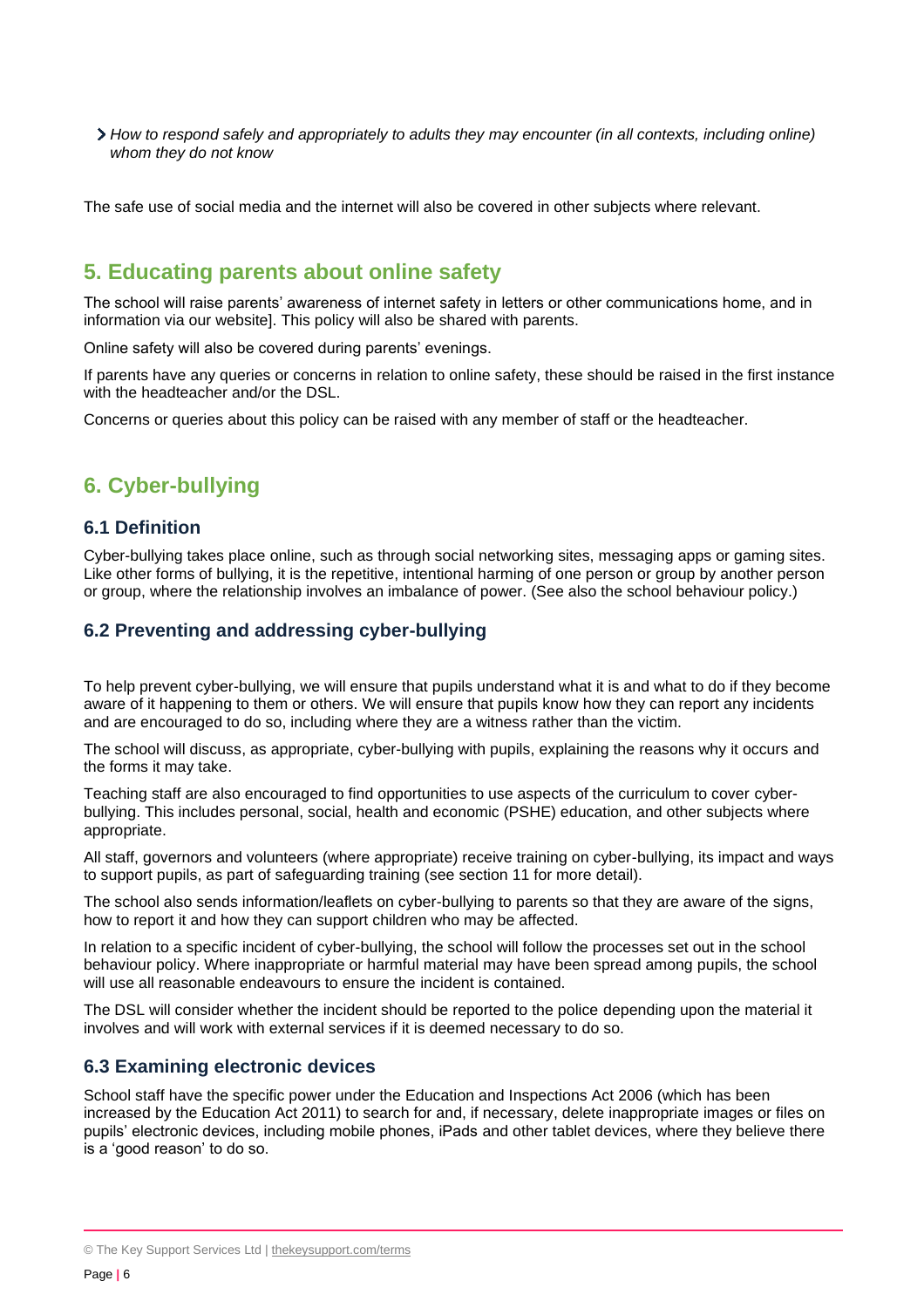- *How to respond safely and appropriately to adults they may encounter (in all contexts, including online) whom they do not know*

The safe use of social media and the internet will also be covered in other subjects where relevant.

## 5. Educating parents about online safety

The school will raise parents' awareness of internet safety in letters or other communications home, and in information via our website]. This policy will also be shared with parents.

Online safety will also be covered during parents' evenings.

If parents have any queries or concerns in relation to online safety, these should be raised in the first instance with the headteacher and/or the DSL.

Concerns or queries about this policy can be raised with any member of staff or the headteacher.

## 6. Cyber-bullying

### 6.1 Definition

Cyber-bullying takes place online, such as through social networking sites, messaging apps or gaming sites. Like other forms of bullying, it is the repetitive, intentional harming of one person or group by another person or group, where the relationship involves an imbalance of power. (See also the school behaviour policy.)

### 6.2 Preventing and addressing cyber-bullying

To help prevent cyber-bullying, we will ensure that pupils understand what it is and what to do if they become aware of it happening to them or others. We will ensure that pupils know how they can report any incidents and are encouraged to do so, including where they are a witness rather than the victim.

The school will discuss, as appropriate, cyber-bullying with pupils, explaining the reasons why it occurs and the forms it may take.

Teaching staff are also encouraged to find opportunities to use aspects of the curriculum to cover cyber-bullying. This includes personal, social, health and economic (PSHE) education, and other subjects where appropriate.

All staff, governors and volunteers (where appropriate) receive training on cyber-bullying, its impact and ways to support pupils, as part of safeguarding training (see section 11 for more detail).

The school also sends information/leaflets on cyber-bullying to parents so that they are aware of the signs, how to report it and how they can support children who may be affected.

In relation to a specific incident of cyber-bullying, the school will follow the processes set out in the school behaviour policy. Where inappropriate or harmful material may have been spread among pupils, the school will use all reasonable endeavours to ensure the incident is contained.

The DSL will consider whether the incident should be reported to the police depending upon the material it involves and will work with external services if it is deemed necessary to do so.

### 6.3 Examining electronic devices

School staff have the specific power under the Education and Inspections Act 2006 (which has been increased by the Education Act 2011) to search for and, if necessary, delete inappropriate images or files on pupils' electronic devices, including mobile phones, iPads and other tablet devices, where they believe there is a 'good reason' to do so.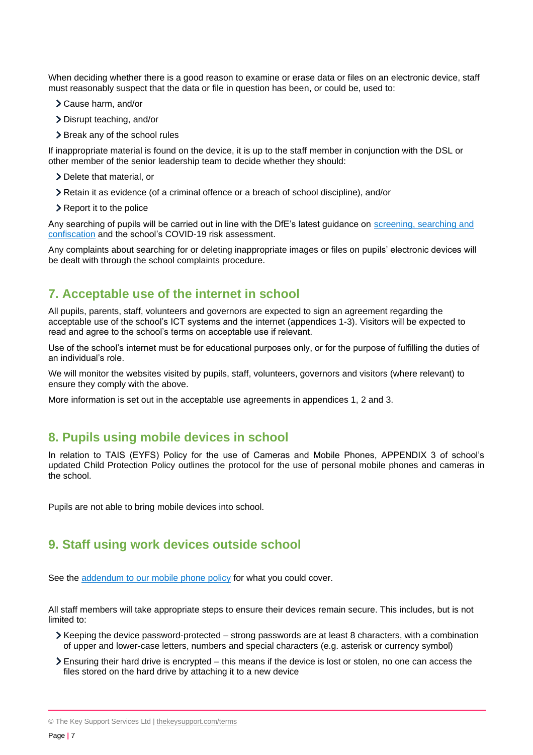When deciding whether there is a good reason to examine or erase data or files on an electronic device, staff must reasonably suspect that the data or file in question has been, or could be, used to:

- Cause harm, and/or
- Disrupt teaching, and/or
- Break any of the school rules

If inappropriate material is found on the device, it is up to the staff member in conjunction with the DSL or other member of the senior leadership team to decide whether they should:

- Delete that material, or
- Retain it as evidence (of a criminal offence or a breach of school discipline), and/or
- Report it to the police

Any searching of pupils will be carried out in line with the DfE's latest guidance on [screening, searching and confiscation]() and the school's COVID-19 risk assessment.

Any complaints about searching for or deleting inappropriate images or files on pupils' electronic devices will be dealt with through the school complaints procedure.

## 7. Acceptable use of the internet in school

All pupils, parents, staff, volunteers and governors are expected to sign an agreement regarding the acceptable use of the school's ICT systems and the internet (appendices 1-3). Visitors will be expected to read and agree to the school's terms on acceptable use if relevant.

Use of the school's internet must be for educational purposes only, or for the purpose of fulfilling the duties of an individual's role.

We will monitor the websites visited by pupils, staff, volunteers, governors and visitors (where relevant) to ensure they comply with the above.

More information is set out in the acceptable use agreements in appendices 1, 2 and 3.

## 8. Pupils using mobile devices in school

In relation to TAIS (EYFS) Policy for the use of Cameras and Mobile Phones, APPENDIX 3 of school's updated Child Protection Policy outlines the protocol for the use of personal mobile phones and cameras in the school.

Pupils are not able to bring mobile devices into school.

## 9. Staff using work devices outside school

See the [addendum to our mobile phone policy]() for what you could cover.

All staff members will take appropriate steps to ensure their devices remain secure. This includes, but is not limited to:

- Keeping the device password-protected – strong passwords are at least 8 characters, with a combination of upper and lower-case letters, numbers and special characters (e.g. asterisk or currency symbol)
- Ensuring their hard drive is encrypted – this means if the device is lost or stolen, no one can access the files stored on the hard drive by attaching it to a new device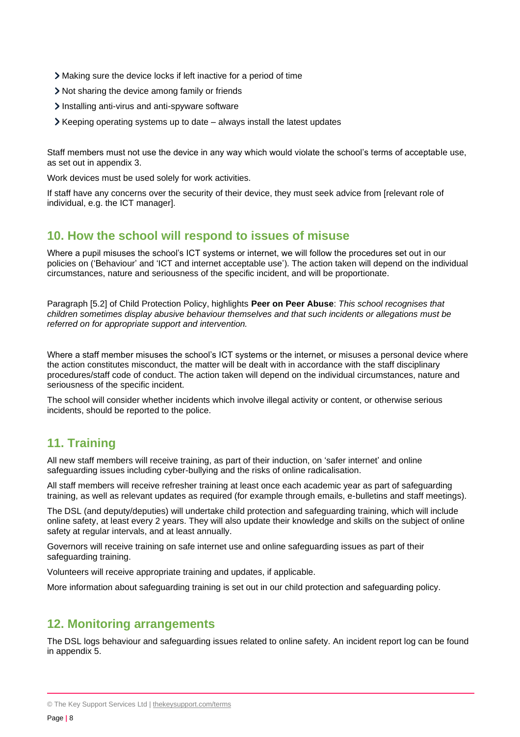- Making sure the device locks if left inactive for a period of time
- Not sharing the device among family or friends
- Installing anti-virus and anti-spyware software
- Keeping operating systems up to date – always install the latest updates

Staff members must not use the device in any way which would violate the school's terms of acceptable use, as set out in appendix 3.

Work devices must be used solely for work activities.

If staff have any concerns over the security of their device, they must seek advice from [relevant role of individual, e.g. the ICT manager].

## 10. How the school will respond to issues of misuse

Where a pupil misuses the school's ICT systems or internet, we will follow the procedures set out in our policies on ('Behaviour' and 'ICT and internet acceptable use'). The action taken will depend on the individual circumstances, nature and seriousness of the specific incident, and will be proportionate.

Paragraph [5.2] of Child Protection Policy, highlights **Peer on Peer Abuse**: *This school recognises that children sometimes display abusive behaviour themselves and that such incidents or allegations must be referred on for appropriate support and intervention.*

Where a staff member misuses the school's ICT systems or the internet, or misuses a personal device where the action constitutes misconduct, the matter will be dealt with in accordance with the staff disciplinary procedures/staff code of conduct. The action taken will depend on the individual circumstances, nature and seriousness of the specific incident.

The school will consider whether incidents which involve illegal activity or content, or otherwise serious incidents, should be reported to the police.

## 11. Training

All new staff members will receive training, as part of their induction, on 'safer internet' and online safeguarding issues including cyber-bullying and the risks of online radicalisation.

All staff members will receive refresher training at least once each academic year as part of safeguarding training, as well as relevant updates as required (for example through emails, e-bulletins and staff meetings).

The DSL (and deputy/deputies) will undertake child protection and safeguarding training, which will include online safety, at least every 2 years. They will also update their knowledge and skills on the subject of online safety at regular intervals, and at least annually.

Governors will receive training on safe internet use and online safeguarding issues as part of their safeguarding training.

Volunteers will receive appropriate training and updates, if applicable.

More information about safeguarding training is set out in our child protection and safeguarding policy.

## 12. Monitoring arrangements

The DSL logs behaviour and safeguarding issues related to online safety. An incident report log can be found in appendix 5.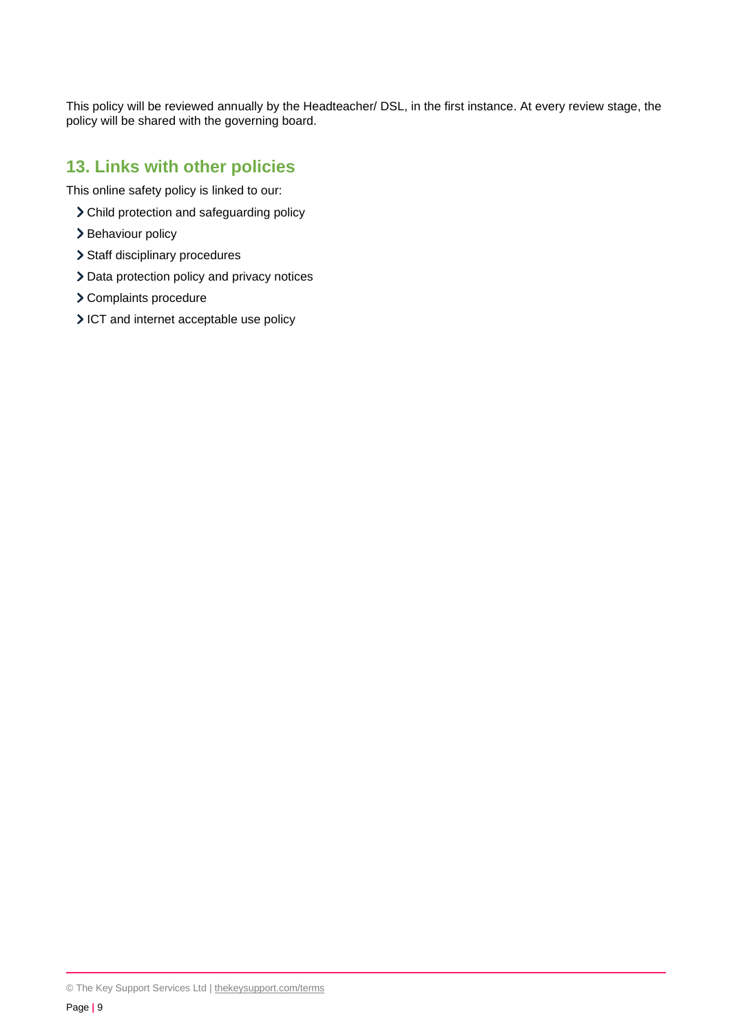This policy will be reviewed annually by the Headteacher/ DSL, in the first instance. At every review stage, the policy will be shared with the governing board.

## 13. Links with other policies

This online safety policy is linked to our:

- Child protection and safeguarding policy
- Behaviour policy
- Staff disciplinary procedures
- Data protection policy and privacy notices
- Complaints procedure
- ICT and internet acceptable use policy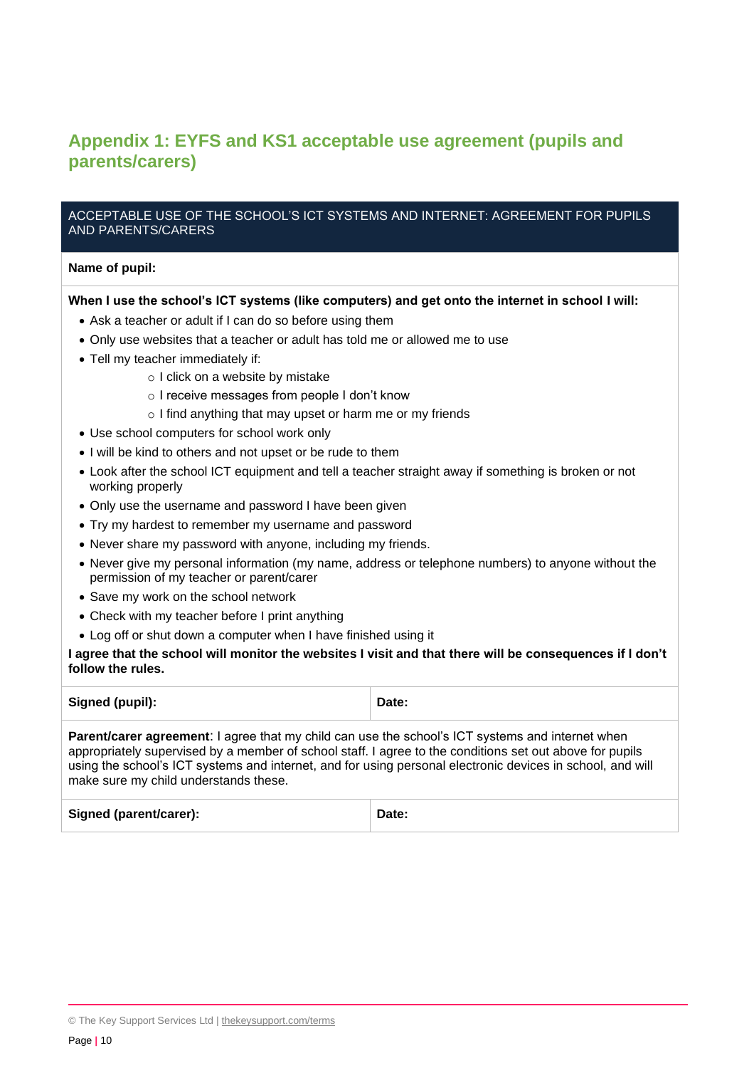## Appendix 1: EYFS and KS1 acceptable use agreement (pupils and parents/carers)

| ACCEPTABLE USE OF THE SCHOOL'S ICT SYSTEMS AND INTERNET: AGREEMENT FOR PUPILS AND PARENTS/CARERS | |
|---|---|
| **Name of pupil:** | |

**When I use the school's ICT systems (like computers) and get onto the internet in school I will:**

- Ask a teacher or adult if I can do so before using them
- Only use websites that a teacher or adult has told me or allowed me to use
- Tell my teacher immediately if:
    - I click on a website by mistake
    - I receive messages from people I don't know
    - I find anything that may upset or harm me or my friends
- Use school computers for school work only
- I will be kind to others and not upset or be rude to them
- Look after the school ICT equipment and tell a teacher straight away if something is broken or not working properly
- Only use the username and password I have been given
- Try my hardest to remember my username and password
- Never share my password with anyone, including my friends.
- Never give my personal information (my name, address or telephone numbers) to anyone without the permission of my teacher or parent/carer
- Save my work on the school network
- Check with my teacher before I print anything
- Log off or shut down a computer when I have finished using it

**I agree that the school will monitor the websites I visit and that there will be consequences if I don't follow the rules.**

| **Signed (pupil):** | **Date:** |
|---|---|

**Parent/carer agreement**: I agree that my child can use the school's ICT systems and internet when appropriately supervised by a member of school staff. I agree to the conditions set out above for pupils using the school's ICT systems and internet, and for using personal electronic devices in school, and will make sure my child understands these.

| **Signed (parent/carer):** | **Date:** |
|---|---|

© The Key Support Services Ltd | thekeysupport.com/terms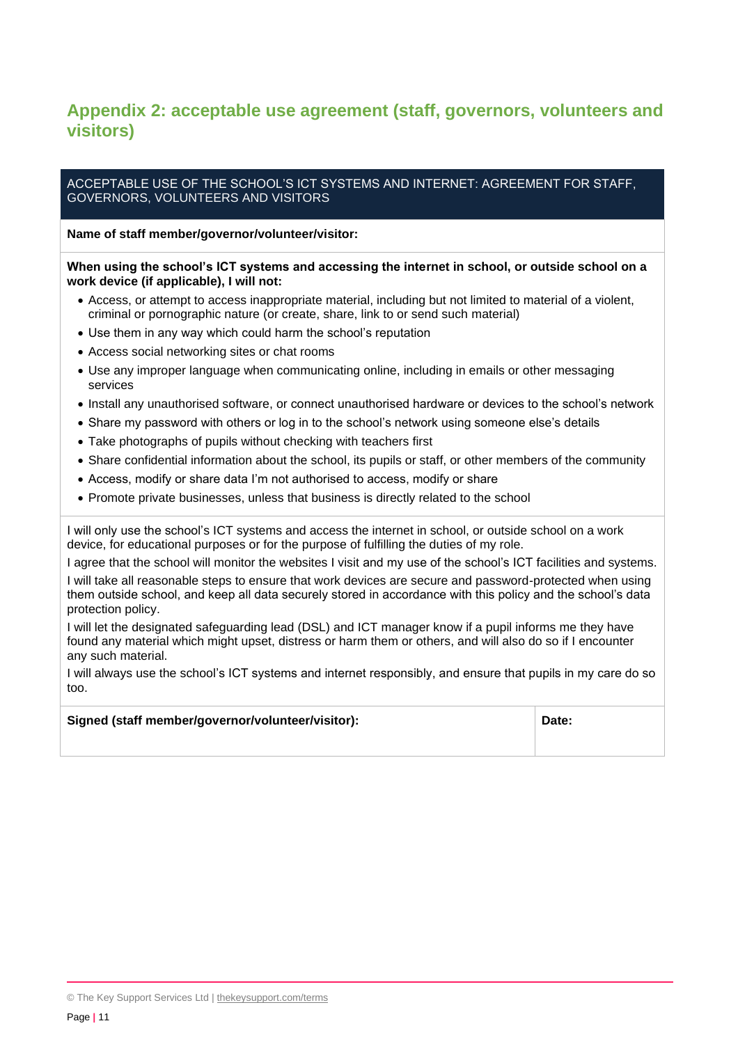## Appendix 2: acceptable use agreement (staff, governors, volunteers and visitors)

ACCEPTABLE USE OF THE SCHOOL'S ICT SYSTEMS AND INTERNET: AGREEMENT FOR STAFF, GOVERNORS, VOLUNTEERS AND VISITORS

**Name of staff member/governor/volunteer/visitor:**

**When using the school's ICT systems and accessing the internet in school, or outside school on a work device (if applicable), I will not:**

- Access, or attempt to access inappropriate material, including but not limited to material of a violent, criminal or pornographic nature (or create, share, link to or send such material)
- Use them in any way which could harm the school's reputation
- Access social networking sites or chat rooms
- Use any improper language when communicating online, including in emails or other messaging services
- Install any unauthorised software, or connect unauthorised hardware or devices to the school's network
- Share my password with others or log in to the school's network using someone else's details
- Take photographs of pupils without checking with teachers first
- Share confidential information about the school, its pupils or staff, or other members of the community
- Access, modify or share data I'm not authorised to access, modify or share
- Promote private businesses, unless that business is directly related to the school

I will only use the school's ICT systems and access the internet in school, or outside school on a work device, for educational purposes or for the purpose of fulfilling the duties of my role.

I agree that the school will monitor the websites I visit and my use of the school's ICT facilities and systems.

I will take all reasonable steps to ensure that work devices are secure and password-protected when using them outside school, and keep all data securely stored in accordance with this policy and the school's data protection policy.

I will let the designated safeguarding lead (DSL) and ICT manager know if a pupil informs me they have found any material which might upset, distress or harm them or others, and will also do so if I encounter any such material.

I will always use the school's ICT systems and internet responsibly, and ensure that pupils in my care do so too.

| **Signed (staff member/governor/volunteer/visitor):** | **Date:** |
| --- | --- |

© The Key Support Services Ltd | thekeysupport.com/terms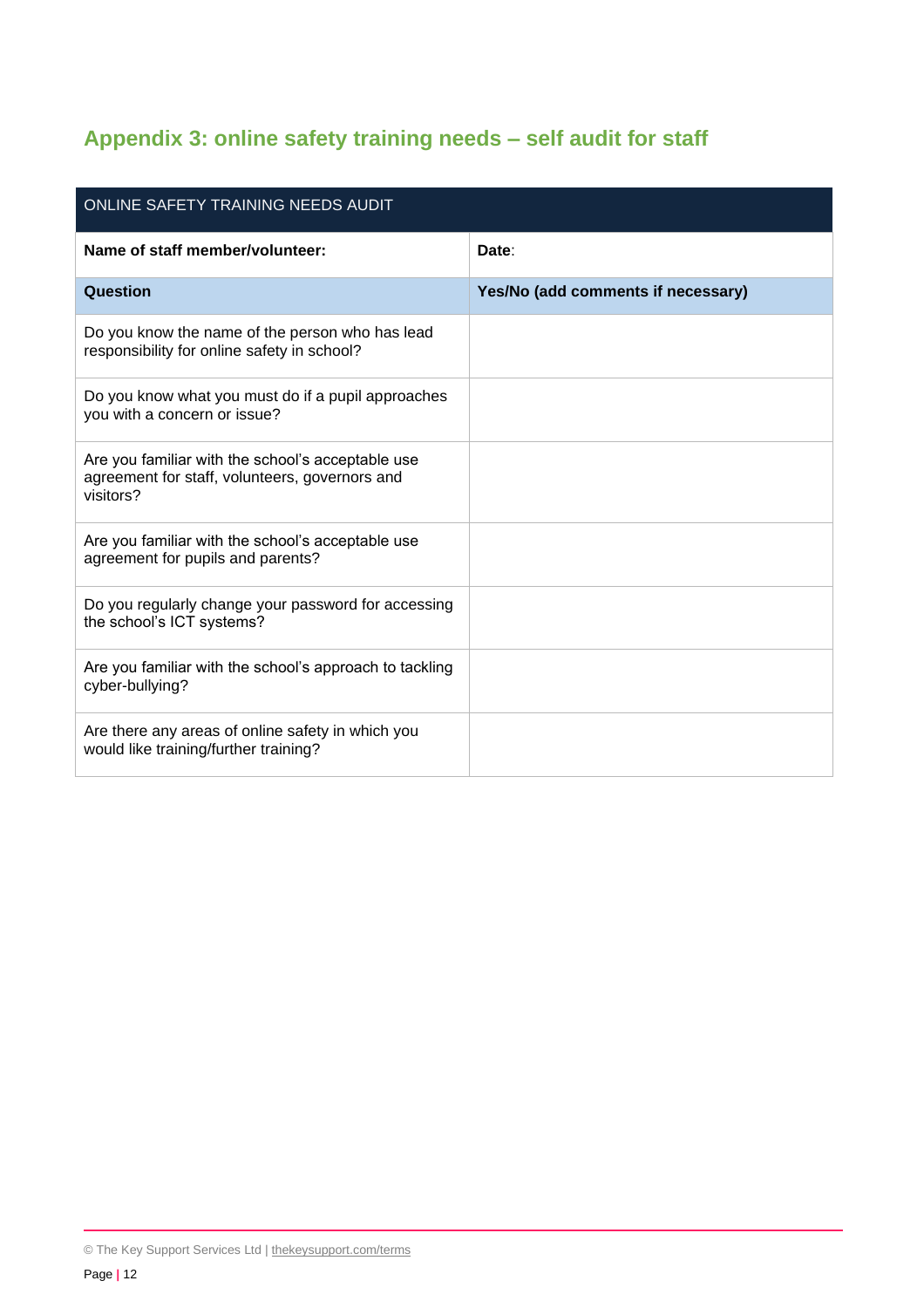## Appendix 3: online safety training needs – self audit for staff

| ONLINE SAFETY TRAINING NEEDS AUDIT | |
|---|---|
| **Name of staff member/volunteer:** | **Date**: |
| **Question** | **Yes/No (add comments if necessary)** |
| Do you know the name of the person who has lead responsibility for online safety in school? | |
| Do you know what you must do if a pupil approaches you with a concern or issue? | |
| Are you familiar with the school's acceptable use agreement for staff, volunteers, governors and visitors? | |
| Are you familiar with the school's acceptable use agreement for pupils and parents? | |
| Do you regularly change your password for accessing the school's ICT systems? | |
| Are you familiar with the school's approach to tackling cyber-bullying? | |
| Are there any areas of online safety in which you would like training/further training? | |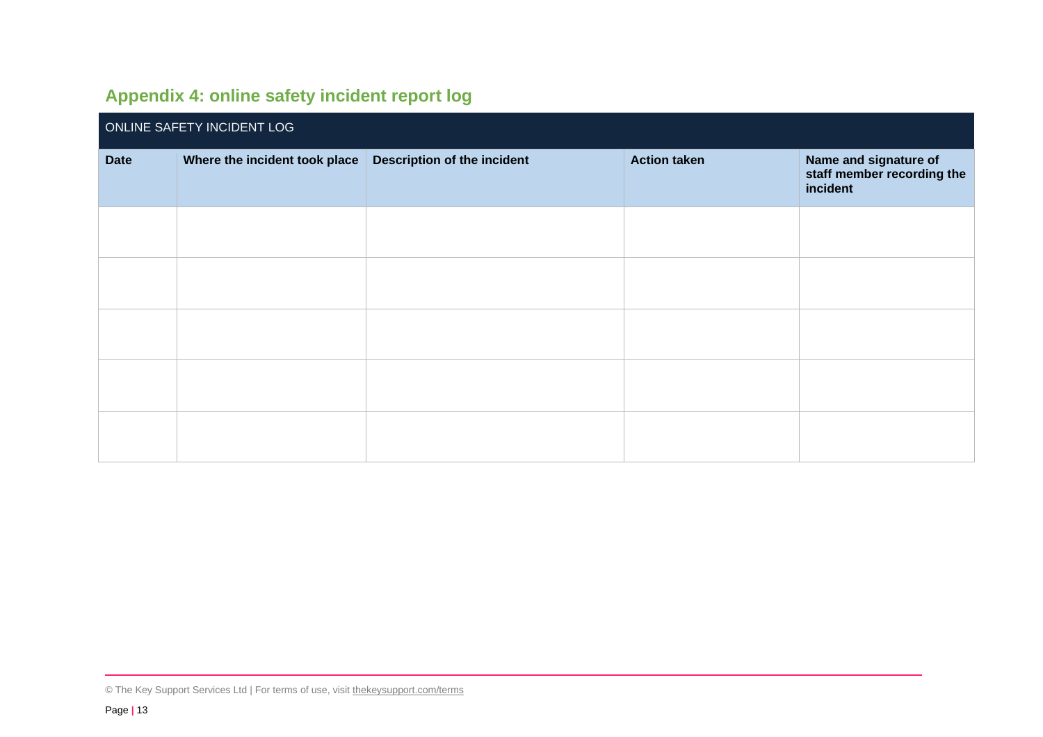## Appendix 4: online safety incident report log

| ONLINE SAFETY INCIDENT LOG | | | | |
|---|---|---|---|---|
| **Date** | **Where the incident took place** | **Description of the incident** | **Action taken** | **Name and signature of staff member recording the incident** |
| | | | | |
| | | | | |
| | | | | |
| | | | | |
| | | | | |

© The Key Support Services Ltd | For terms of use, visit thekeysupport.com/terms